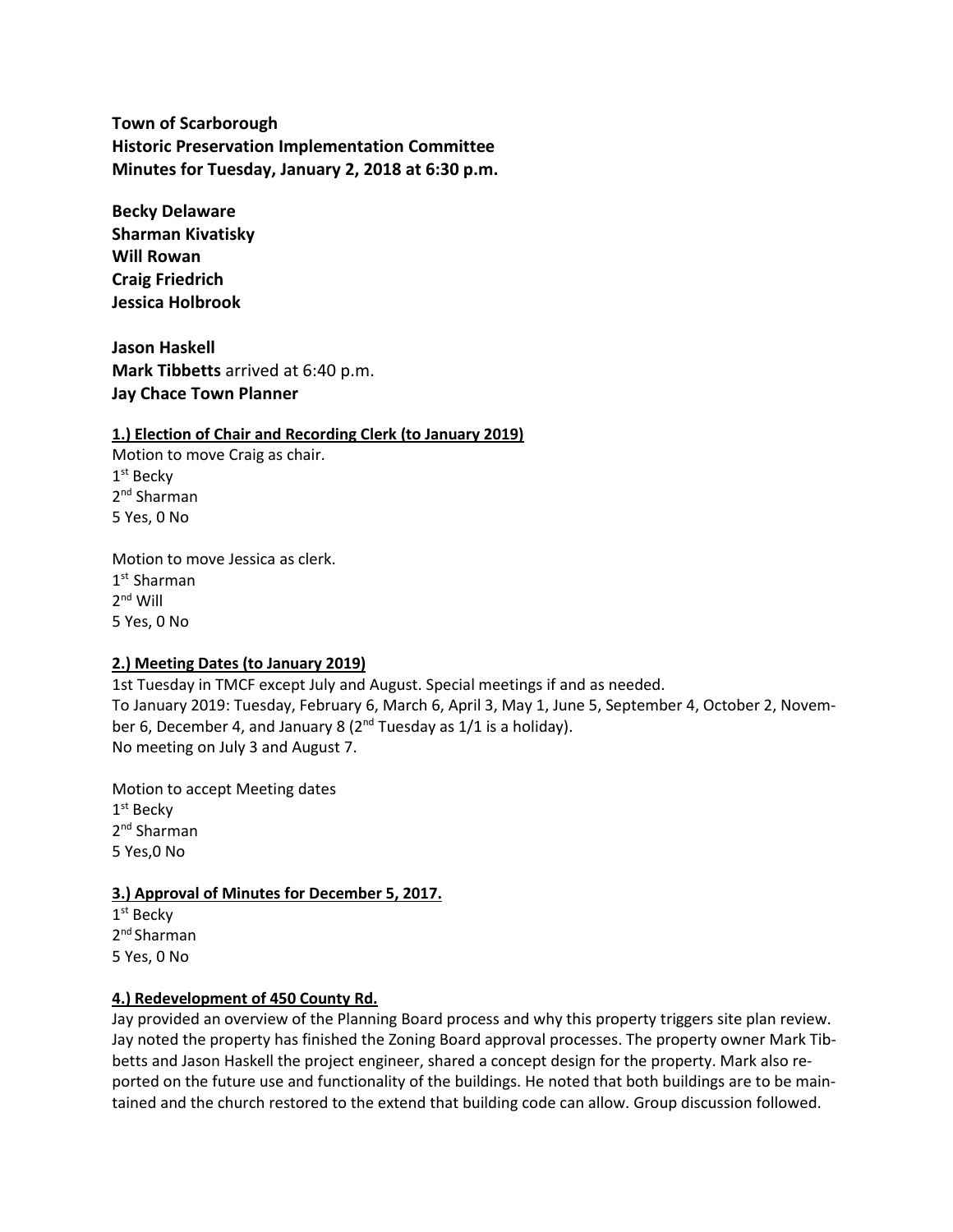**Town of Scarborough**
**Historic Preservation Implementation Committee**
**Minutes for Tuesday, January 2, 2018 at 6:30 p.m.**

**Becky Delaware**
**Sharman Kivatisky**
**Will Rowan**
**Craig Friedrich**
**Jessica Holbrook**

**Jason Haskell**
**Mark Tibbetts** arrived at 6:40 p.m.
**Jay Chace Town Planner**

**1.) Election of Chair and Recording Clerk (to January 2019)**

Motion to move Craig as chair.
1st Becky
2nd Sharman
5 Yes, 0 No

Motion to move Jessica as clerk.
1st Sharman
2nd Will
5 Yes, 0 No

**2.) Meeting Dates (to January 2019)**

1st Tuesday in TMCF except July and August. Special meetings if and as needed.
To January 2019: Tuesday, February 6, March 6, April 3, May 1, June 5, September 4, October 2, November 6, December 4, and January 8 (2nd Tuesday as 1/1 is a holiday).
No meeting on July 3 and August 7.

Motion to accept Meeting dates
1st Becky
2nd Sharman
5 Yes,0 No

**3.) Approval of Minutes for December 5, 2017.**

1st Becky
2nd Sharman
5 Yes, 0 No

**4.) Redevelopment of 450 County Rd.**

Jay provided an overview of the Planning Board process and why this property triggers site plan review. Jay noted the property has finished the Zoning Board approval processes. The property owner Mark Tibbetts and Jason Haskell the project engineer, shared a concept design for the property. Mark also reported on the future use and functionality of the buildings. He noted that both buildings are to be maintained and the church restored to the extend that building code can allow. Group discussion followed.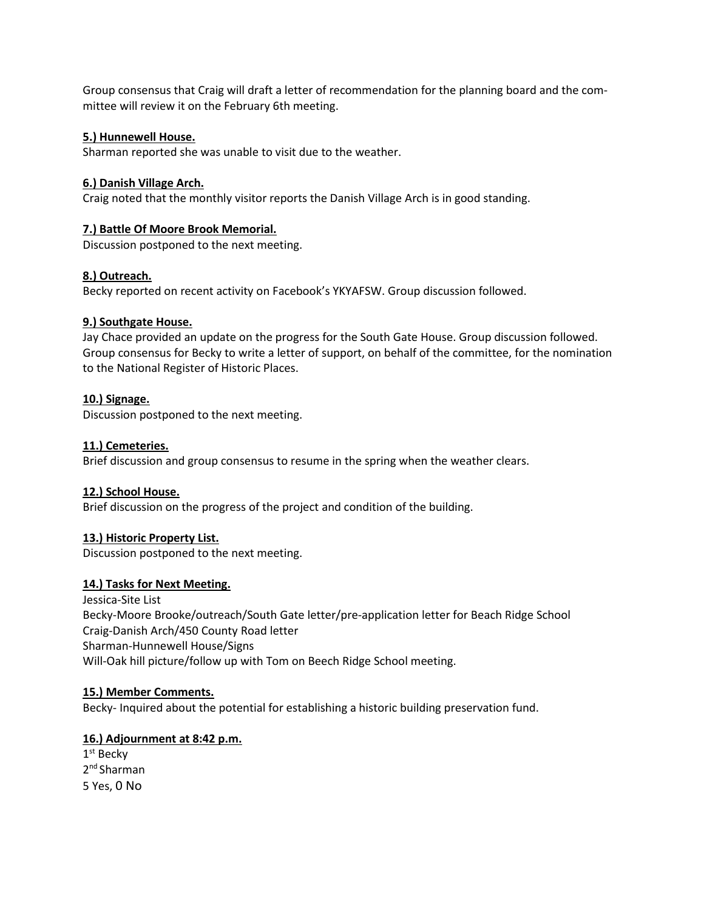Group consensus that Craig will draft a letter of recommendation for the planning board and the committee will review it on the February 6th meeting.

**5.) Hunnewell House.**

Sharman reported she was unable to visit due to the weather.

**6.) Danish Village Arch.**

Craig noted that the monthly visitor reports the Danish Village Arch is in good standing.

**7.) Battle Of Moore Brook Memorial.**

Discussion postponed to the next meeting.

**8.) Outreach.**

Becky reported on recent activity on Facebook's YKYAFSW. Group discussion followed.

**9.) Southgate House.**

Jay Chace provided an update on the progress for the South Gate House. Group discussion followed. Group consensus for Becky to write a letter of support, on behalf of the committee, for the nomination to the National Register of Historic Places.

**10.) Signage.**

Discussion postponed to the next meeting.

**11.) Cemeteries.**

Brief discussion and group consensus to resume in the spring when the weather clears.

**12.) School House.**

Brief discussion on the progress of the project and condition of the building.

**13.) Historic Property List.**

Discussion postponed to the next meeting.

**14.) Tasks for Next Meeting.**

Jessica-Site List
Becky-Moore Brooke/outreach/South Gate letter/pre-application letter for Beach Ridge School
Craig-Danish Arch/450 County Road letter
Sharman-Hunnewell House/Signs
Will-Oak hill picture/follow up with Tom on Beech Ridge School meeting.

**15.) Member Comments.**

Becky- Inquired about the potential for establishing a historic building preservation fund.

**16.) Adjournment at 8:42 p.m.**

1st Becky
2nd Sharman
5 Yes, 0 No